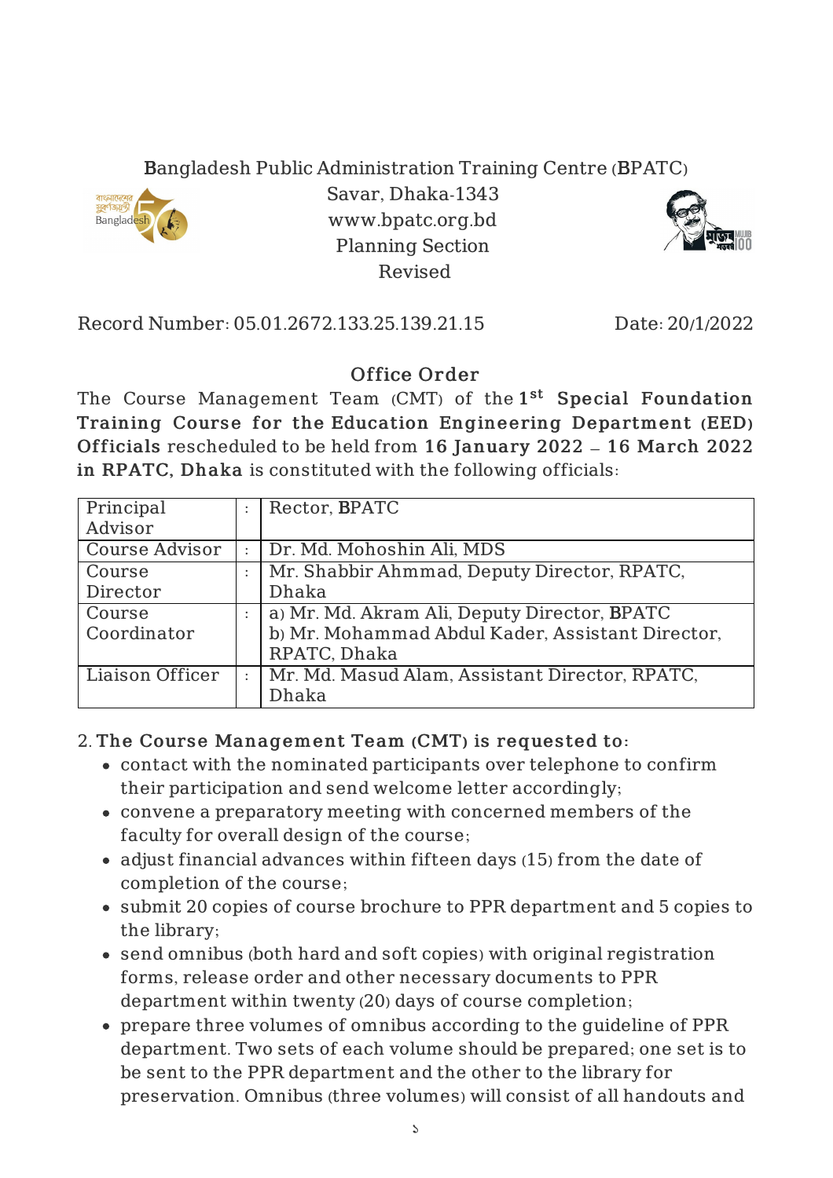Bangladesh Public Administration Training Centre (BPATC)
Savar, Dhaka-1343
www.bpatc.org.bd
Planning Section
Revised

Record Number: 05.01.2672.133.25.139.21.15 Date: 20/1/2022

## Office Order

The Course Management Team (CMT) of the 1st **Special Foundation Training Course for the Education Engineering Department (EED) Officials** rescheduled to be held from **16 January 2022 – 16 March 2022 in RPATC, Dhaka** is constituted with the following officials:

| | | |
|---|---|---|
| Principal Advisor | : | Rector, BPATC |
| Course Advisor | : | Dr. Md. Mohoshin Ali, MDS |
| Course Director | : | Mr. Shabbir Ahmmad, Deputy Director, RPATC, Dhaka |
| Course Coordinator | : | a) Mr. Md. Akram Ali, Deputy Director, BPATC<br>b) Mr. Mohammad Abdul Kader, Assistant Director, RPATC, Dhaka |
| Liaison Officer | : | Mr. Md. Masud Alam, Assistant Director, RPATC, Dhaka |

2. **The Course Management Team (CMT) is requested to:**

- contact with the nominated participants over telephone to confirm their participation and send welcome letter accordingly;
- convene a preparatory meeting with concerned members of the faculty for overall design of the course;
- adjust financial advances within fifteen days (15) from the date of completion of the course;
- submit 20 copies of course brochure to PPR department and 5 copies to the library;
- send omnibus (both hard and soft copies) with original registration forms, release order and other necessary documents to PPR department within twenty (20) days of course completion;
- prepare three volumes of omnibus according to the guideline of PPR department. Two sets of each volume should be prepared; one set is to be sent to the PPR department and the other to the library for preservation. Omnibus (three volumes) will consist of all handouts and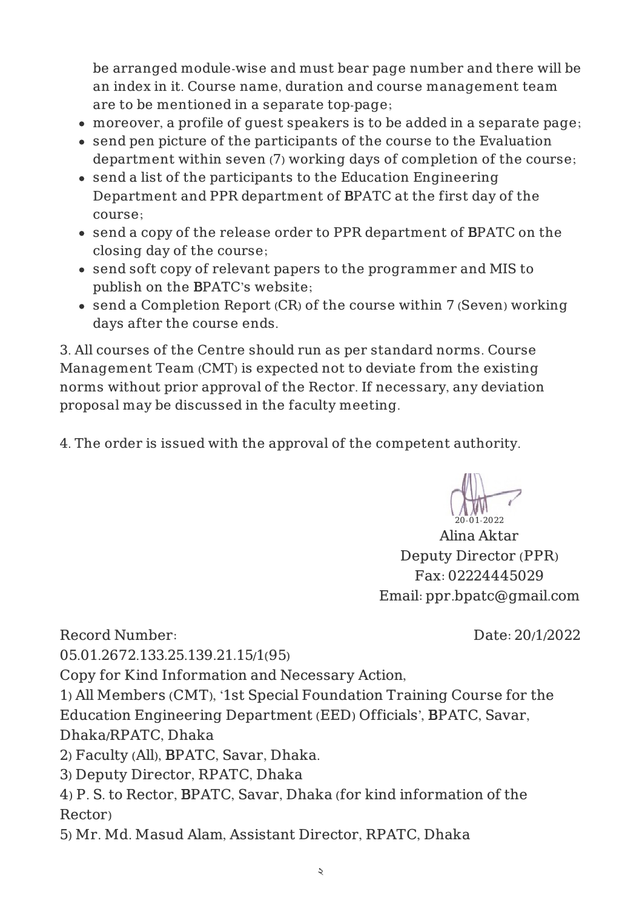be arranged module-wise and must bear page number and there will be an index in it. Course name, duration and course management team are to be mentioned in a separate top-page;

- moreover, a profile of guest speakers is to be added in a separate page;
- send pen picture of the participants of the course to the Evaluation department within seven (7) working days of completion of the course;
- send a list of the participants to the Education Engineering Department and PPR department of BPATC at the first day of the course;
- send a copy of the release order to PPR department of BPATC on the closing day of the course;
- send soft copy of relevant papers to the programmer and MIS to publish on the BPATC's website;
- send a Completion Report (CR) of the course within 7 (Seven) working days after the course ends.

3. All courses of the Centre should run as per standard norms. Course Management Team (CMT) is expected not to deviate from the existing norms without prior approval of the Rector. If necessary, any deviation proposal may be discussed in the faculty meeting.

4. The order is issued with the approval of the competent authority.

20-01-2022
Alina Aktar
Deputy Director (PPR)
Fax: 02224445029
Email: ppr.bpatc@gmail.com

Record Number: 05.01.2672.133.25.139.21.15/1(95)

Date: 20/1/2022

Copy for Kind Information and Necessary Action,

1) All Members (CMT), '1st Special Foundation Training Course for the Education Engineering Department (EED) Officials', BPATC, Savar, Dhaka/RPATC, Dhaka
2) Faculty (All), BPATC, Savar, Dhaka.
3) Deputy Director, RPATC, Dhaka
4) P. S. to Rector, BPATC, Savar, Dhaka (for kind information of the Rector)
5) Mr. Md. Masud Alam, Assistant Director, RPATC, Dhaka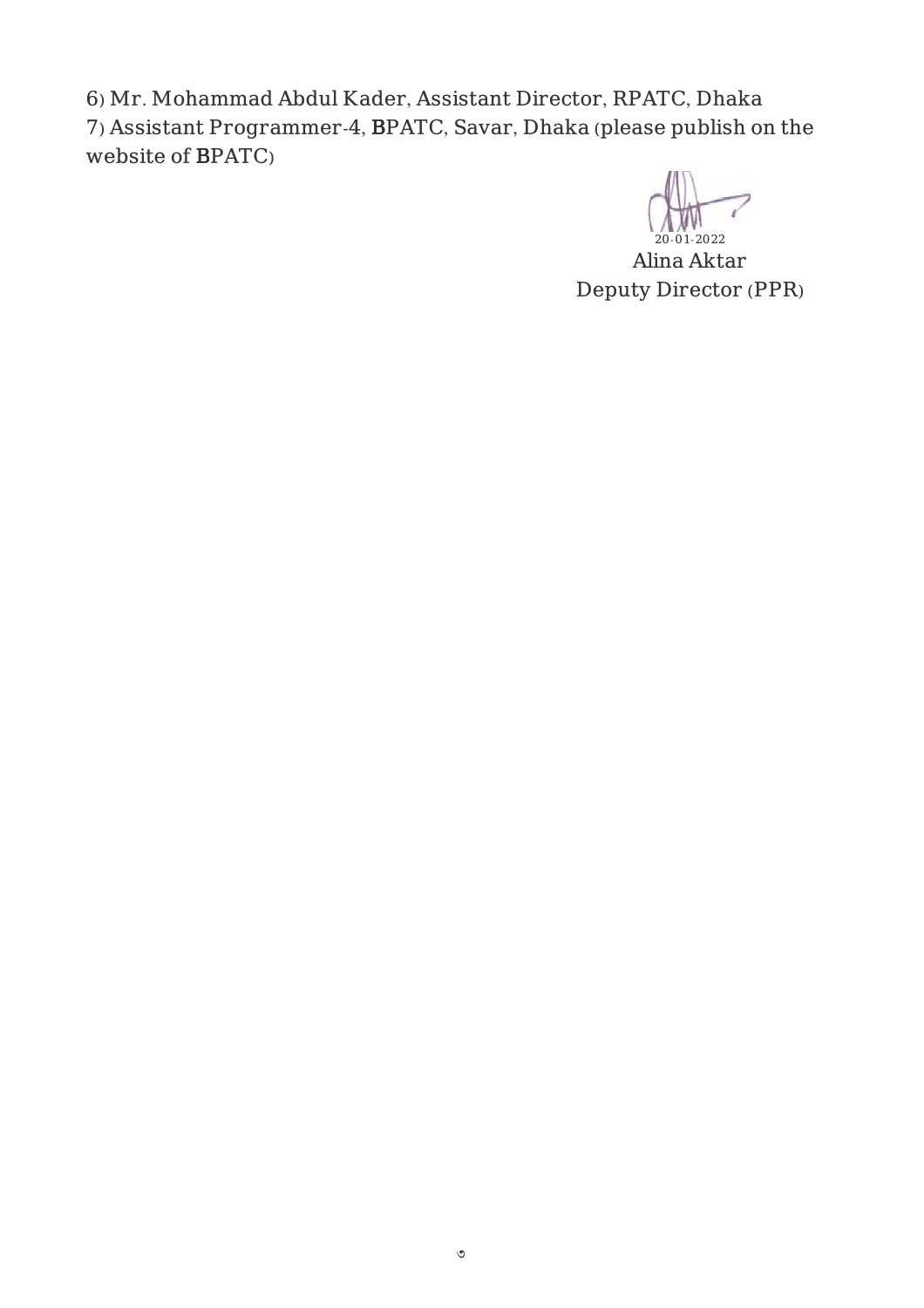6) Mr. Mohammad Abdul Kader, Assistant Director, RPATC, Dhaka
7) Assistant Programmer-4, BPATC, Savar, Dhaka (please publish on the website of BPATC)

20-01-2022
Alina Aktar
Deputy Director (PPR)